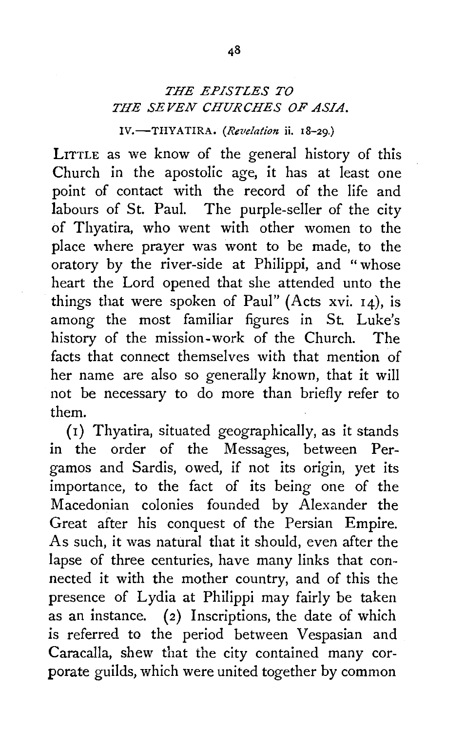## *THE EPISTLES TO THE SEVEN CHURCHES OF ASIA.*

### IV.—THYATIRA. (*Revelation* ii. 18–29.)

LITTLE as we know of the general history of this Church in the apostolic age, it has at least one point of contact with the record of the life and labours of St. Paul. The purple-seller of the city of Thyatira, who went with other women to the place where prayer was wont to be made, to the oratory by the river-side at Philippi, and "whose heart the Lord opened that she attended unto the things that were spoken of Paul" (Acts xvi. 14), is among the most familiar figures in St. Luke's history of the mission-work of the Church. The facts that connect themselves with that mention of her name are also so generally known, that it will not be necessary to do more than briefly refer to them.

(1) Thyatira, situated geographically, as it stands in the order of the Messages, between Pergamos and Sardis, owed, if not its origin, yet its importance, to the fact of its being one of the Macedonian colonies founded by Alexander the Great after his conquest of the Persian Empire. As such, it was natural that it should, even after the lapse of three centuries, have many links that connected it with the mother country, and of this the presence of Lydia at Philippi may fairly be taken as an instance. (2) Inscriptions, the date of which is referred to the period between Vespasian and Caracalla, shew that the city contained many corporate guilds, which were united together by common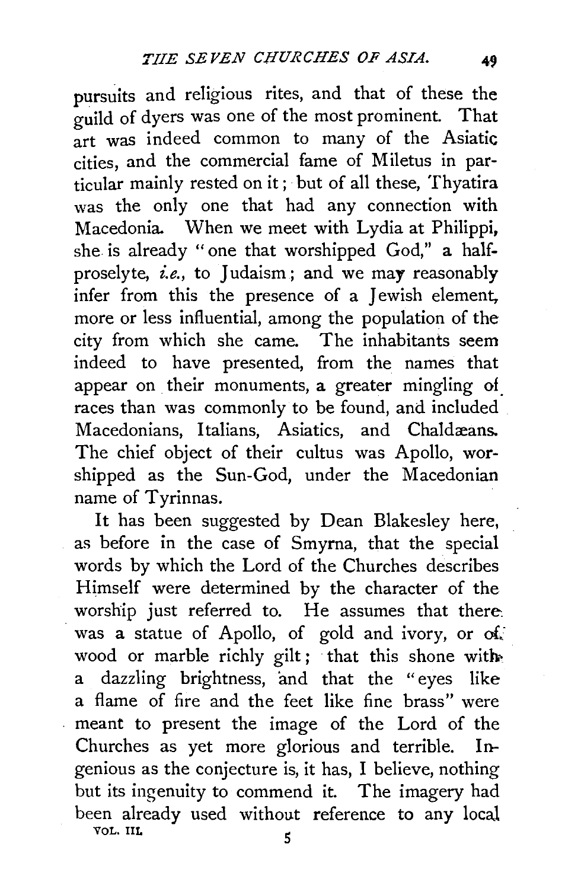pursuits and religious rites, and that of these the guild of dyers was one of the most prominent. That art was indeed common to many of the Asiatic cities, and the commercial fame of Miletus in particular mainly rested on it; but of all these, Thyatira was the only one that had any connection with Macedonia. When we meet with Lydia at Philippi, she is already "one that worshipped God," a half-proselyte, *i.e.*, to Judaism; and we may reasonably infer from this the presence of a Jewish element, more or less influential, among the population of the city from which she came. The inhabitants seem indeed to have presented, from the names that appear on their monuments, a greater mingling of races than was commonly to be found, and included Macedonians, Italians, Asiatics, and Chaldæans. The chief object of their cultus was Apollo, worshipped as the Sun-God, under the Macedonian name of Tyrinnas.

It has been suggested by Dean Blakesley here, as before in the case of Smyrna, that the special words by which the Lord of the Churches describes Himself were determined by the character of the worship just referred to. He assumes that there was a statue of Apollo, of gold and ivory, or of wood or marble richly gilt; that this shone with a dazzling brightness, and that the "eyes like a flame of fire and the feet like fine brass" were meant to present the image of the Lord of the Churches as yet more glorious and terrible. Ingenious as the conjecture is, it has, I believe, nothing but its ingenuity to commend it. The imagery had been already used without reference to any local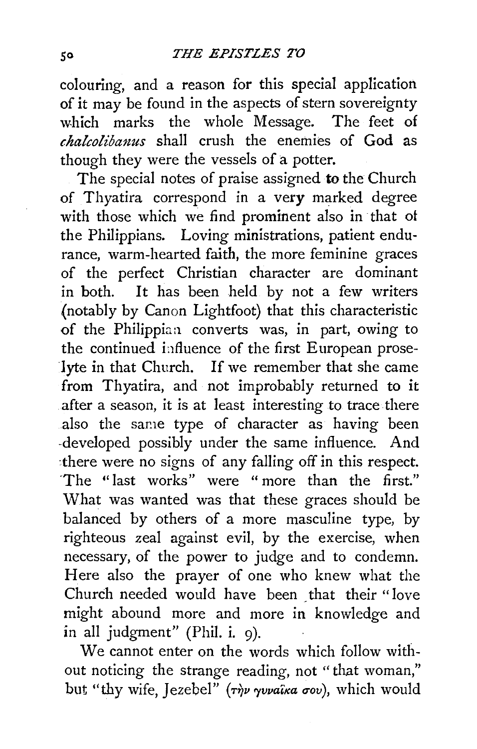colouring, and a reason for this special application of it may be found in the aspects of stern sovereignty which marks the whole Message. The feet of *chalcolibanus* shall crush the enemies of God as though they were the vessels of a potter.

The special notes of praise assigned to the Church of Thyatira correspond in a very marked degree with those which we find prominent also in that of the Philippians. Loving ministrations, patient endurance, warm-hearted faith, the more feminine graces of the perfect Christian character are dominant in both. It has been held by not a few writers (notably by Canon Lightfoot) that this characteristic of the Philippian converts was, in part, owing to the continued influence of the first European proselyte in that Church. If we remember that she came from Thyatira, and not improbably returned to it after a season, it is at least interesting to trace there also the same type of character as having been developed possibly under the same influence. And there were no signs of any falling off in this respect. The "last works" were "more than the first." What was wanted was that these graces should be balanced by others of a more masculine type, by righteous zeal against evil, by the exercise, when necessary, of the power to judge and to condemn. Here also the prayer of one who knew what the Church needed would have been that their "love might abound more and more in knowledge and in all judgment" (Phil. i. 9).

We cannot enter on the words which follow without noticing the strange reading, not "that woman," but "thy wife, Jezebel" (τὴν γυναῖκα σου), which would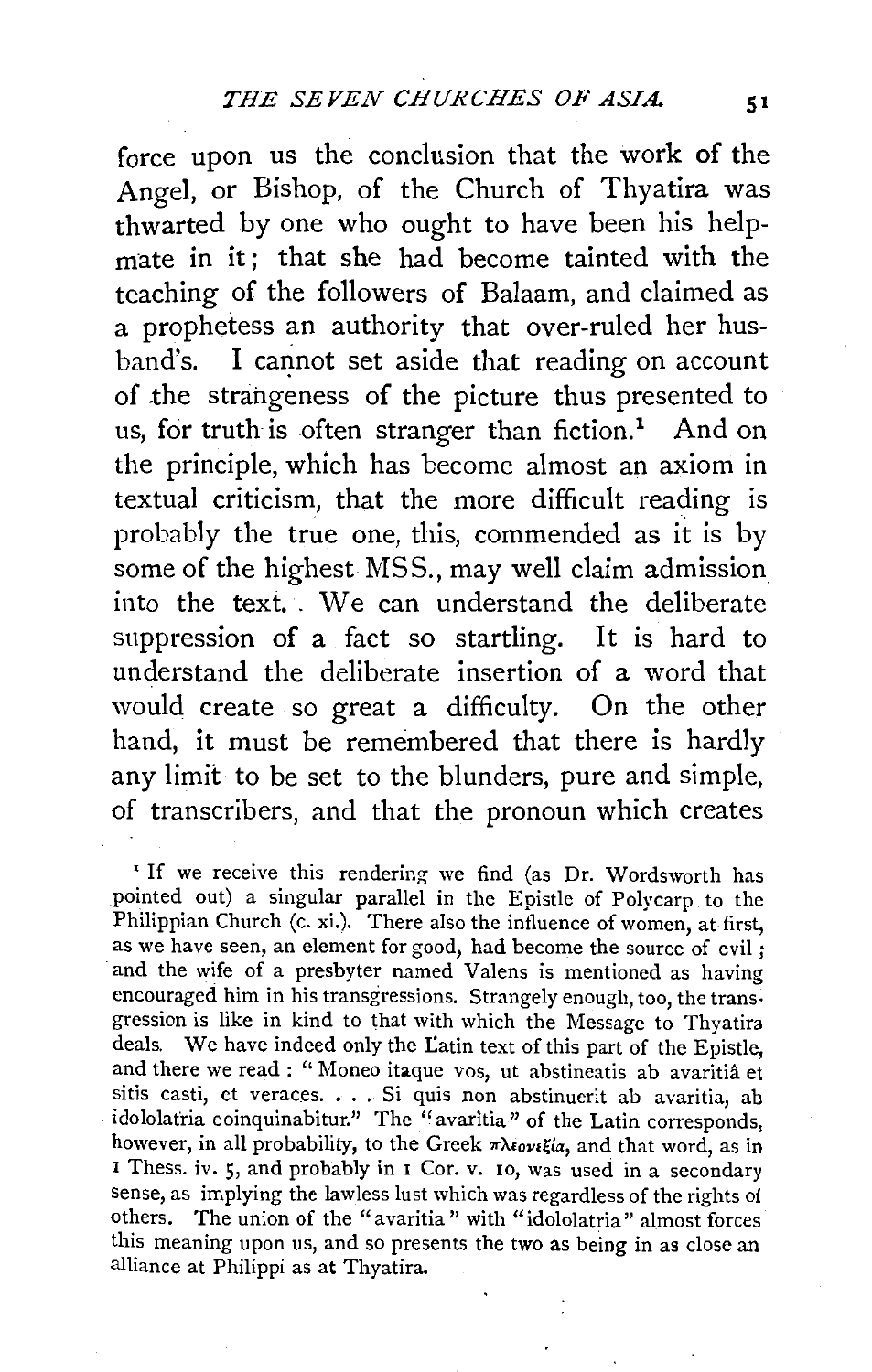force upon us the conclusion that the work of the Angel, or Bishop, of the Church of Thyatira was thwarted by one who ought to have been his help-mate in it; that she had become tainted with the teaching of the followers of Balaam, and claimed as a prophetess an authority that over-ruled her husband's. I cannot set aside that reading on account of the strangeness of the picture thus presented to us, for truth is often stranger than fiction.[1] And on the principle, which has become almost an axiom in textual criticism, that the more difficult reading is probably the true one, this, commended as it is by some of the highest MSS., may well claim admission into the text. We can understand the deliberate suppression of a fact so startling. It is hard to understand the deliberate insertion of a word that would create so great a difficulty. On the other hand, it must be remembered that there is hardly any limit to be set to the blunders, pure and simple, of transcribers, and that the pronoun which creates

[1] If we receive this rendering we find (as Dr. Wordsworth has pointed out) a singular parallel in the Epistle of Polycarp to the Philippian Church (c. xi.). There also the influence of women, at first, as we have seen, an element for good, had become the source of evil; and the wife of a presbyter named Valens is mentioned as having encouraged him in his transgressions. Strangely enough, too, the transgression is like in kind to that with which the Message to Thyatira deals. We have indeed only the Latin text of this part of the Epistle, and there we read: "Moneo itaque vos, ut abstineatis ab avaritiâ et sitis casti, et veraces. . . . Si quis non abstinuerit ab avaritia, ab idololatria coinquinabitur." The "avaritia" of the Latin corresponds, however, in all probability, to the Greek πλεονεξία, and that word, as in 1 Thess. iv. 5, and probably in 1 Cor. v. 10, was used in a secondary sense, as implying the lawless lust which was regardless of the rights of others. The union of the "avaritia" with "idololatria" almost forces this meaning upon us, and so presents the two as being in as close an alliance at Philippi as at Thyatira.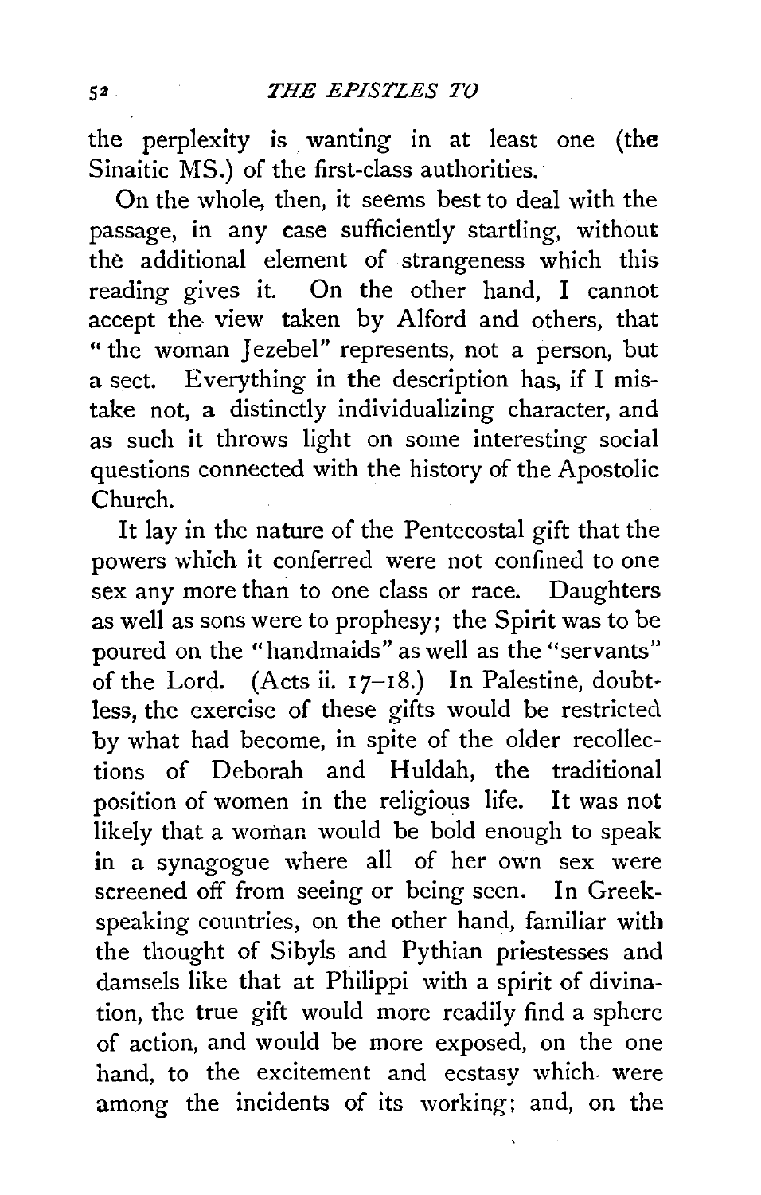the perplexity is wanting in at least one (the Sinaitic MS.) of the first-class authorities.

On the whole, then, it seems best to deal with the passage, in any case sufficiently startling, without the additional element of strangeness which this reading gives it. On the other hand, I cannot accept the view taken by Alford and others, that "the woman Jezebel" represents, not a person, but a sect. Everything in the description has, if I mistake not, a distinctly individualizing character, and as such it throws light on some interesting social questions connected with the history of the Apostolic Church.

It lay in the nature of the Pentecostal gift that the powers which it conferred were not confined to one sex any more than to one class or race. Daughters as well as sons were to prophesy; the Spirit was to be poured on the "handmaids" as well as the "servants" of the Lord. (Acts ii. 17–18.) In Palestine, doubtless, the exercise of these gifts would be restricted by what had become, in spite of the older recollections of Deborah and Huldah, the traditional position of women in the religious life. It was not likely that a woman would be bold enough to speak in a synagogue where all of her own sex were screened off from seeing or being seen. In Greek-speaking countries, on the other hand, familiar with the thought of Sibyls and Pythian priestesses and damsels like that at Philippi with a spirit of divination, the true gift would more readily find a sphere of action, and would be more exposed, on the one hand, to the excitement and ecstasy which were among the incidents of its working; and, on the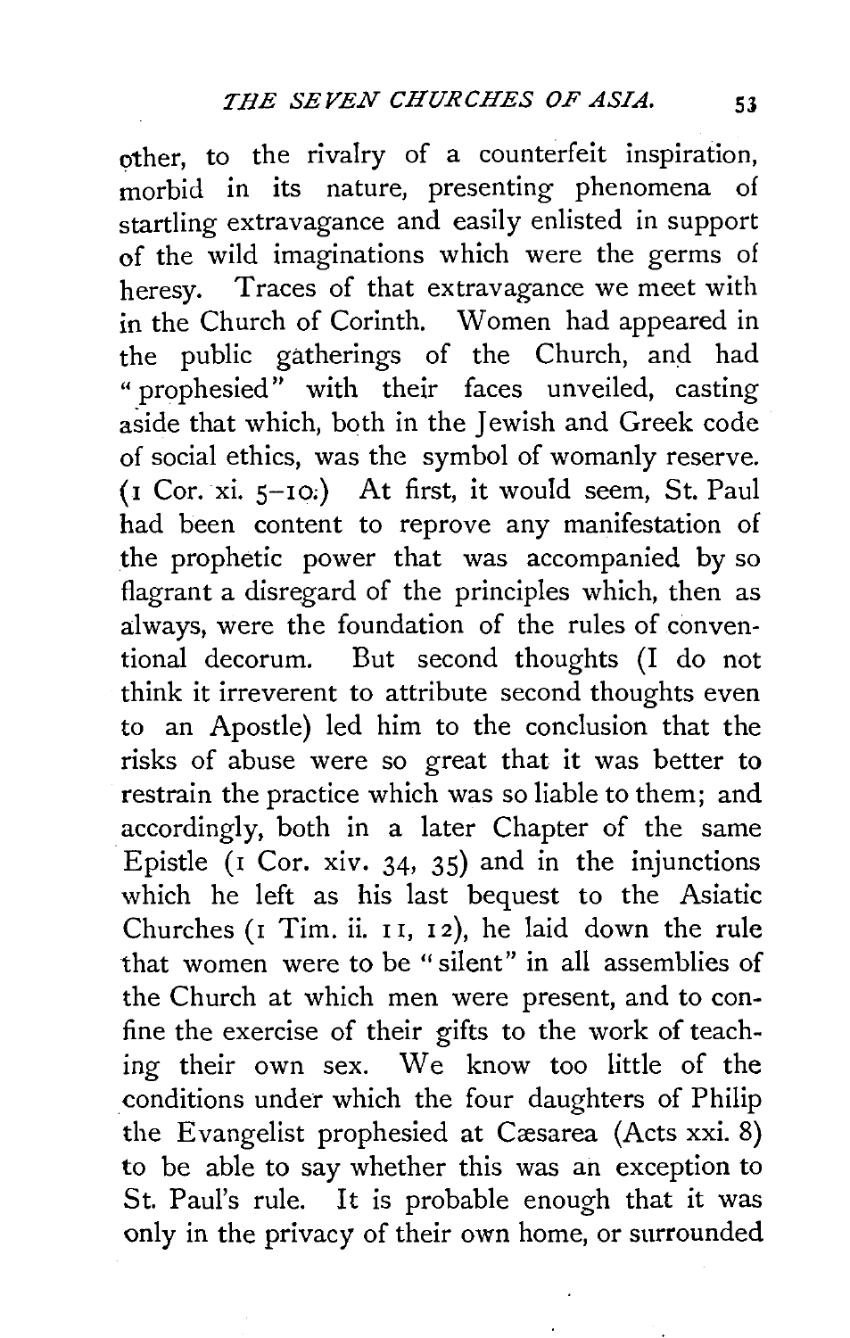other, to the rivalry of a counterfeit inspiration, morbid in its nature, presenting phenomena of startling extravagance and easily enlisted in support of the wild imaginations which were the germs of heresy. Traces of that extravagance we meet with in the Church of Corinth. Women had appeared in the public gatherings of the Church, and had "prophesied" with their faces unveiled, casting aside that which, both in the Jewish and Greek code of social ethics, was the symbol of womanly reserve. (1 Cor. xi. 5–10.) At first, it would seem, St. Paul had been content to reprove any manifestation of the prophetic power that was accompanied by so flagrant a disregard of the principles which, then as always, were the foundation of the rules of conventional decorum. But second thoughts (I do not think it irreverent to attribute second thoughts even to an Apostle) led him to the conclusion that the risks of abuse were so great that it was better to restrain the practice which was so liable to them; and accordingly, both in a later Chapter of the same Epistle (1 Cor. xiv. 34, 35) and in the injunctions which he left as his last bequest to the Asiatic Churches (1 Tim. ii. 11, 12), he laid down the rule that women were to be "silent" in all assemblies of the Church at which men were present, and to confine the exercise of their gifts to the work of teaching their own sex. We know too little of the conditions under which the four daughters of Philip the Evangelist prophesied at Cæsarea (Acts xxi. 8) to be able to say whether this was an exception to St. Paul's rule. It is probable enough that it was only in the privacy of their own home, or surrounded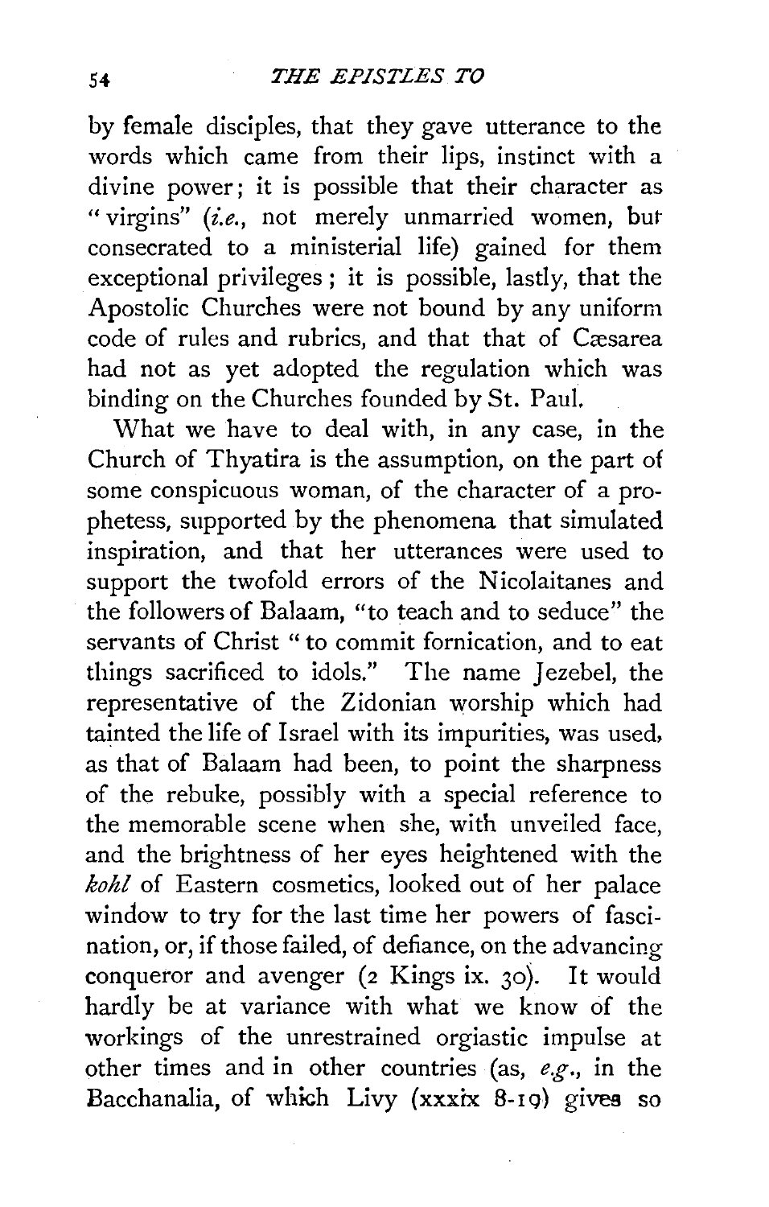by female disciples, that they gave utterance to the words which came from their lips, instinct with a divine power; it is possible that their character as "virgins" (*i.e.*, not merely unmarried women, but consecrated to a ministerial life) gained for them exceptional privileges; it is possible, lastly, that the Apostolic Churches were not bound by any uniform code of rules and rubrics, and that that of Cæsarea had not as yet adopted the regulation which was binding on the Churches founded by St. Paul.

What we have to deal with, in any case, in the Church of Thyatira is the assumption, on the part of some conspicuous woman, of the character of a prophetess, supported by the phenomena that simulated inspiration, and that her utterances were used to support the twofold errors of the Nicolaitanes and the followers of Balaam, "to teach and to seduce" the servants of Christ "to commit fornication, and to eat things sacrificed to idols." The name Jezebel, the representative of the Zidonian worship which had tainted the life of Israel with its impurities, was used, as that of Balaam had been, to point the sharpness of the rebuke, possibly with a special reference to the memorable scene when she, with unveiled face, and the brightness of her eyes heightened with the *kohl* of Eastern cosmetics, looked out of her palace window to try for the last time her powers of fascination, or, if those failed, of defiance, on the advancing conqueror and avenger (2 Kings ix. 30). It would hardly be at variance with what we know of the workings of the unrestrained orgiastic impulse at other times and in other countries (as, *e.g.*, in the Bacchanalia, of which Livy (xxxix 8-19) gives so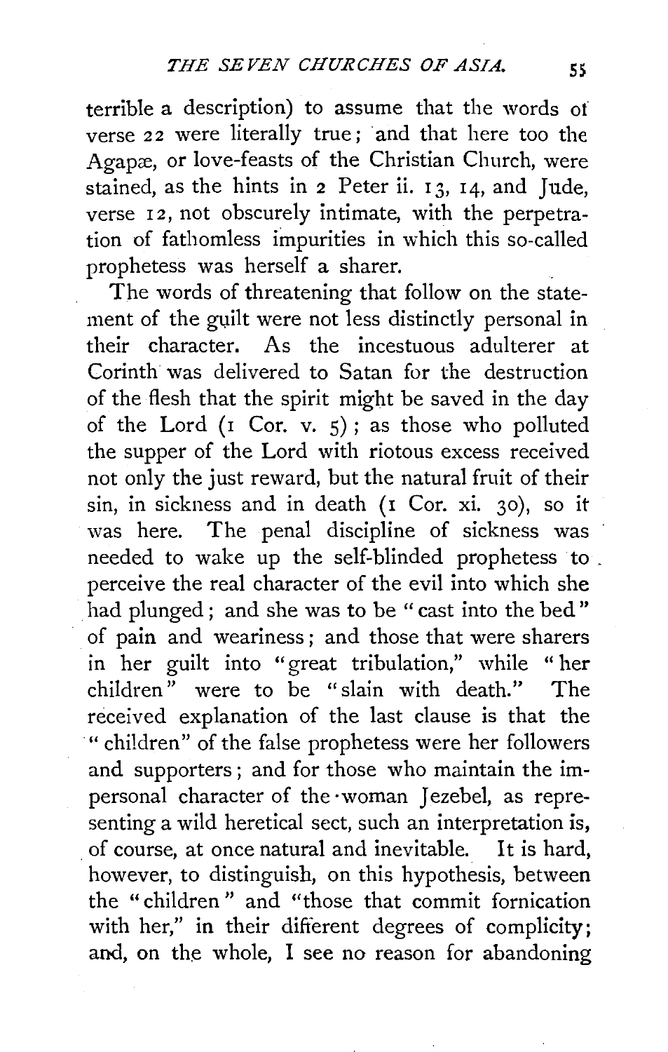terrible a description) to assume that the words of verse 22 were literally true; and that here too the Agapæ, or love-feasts of the Christian Church, were stained, as the hints in 2 Peter ii. 13, 14, and Jude, verse 12, not obscurely intimate, with the perpetration of fathomless impurities in which this so-called prophetess was herself a sharer.

The words of threatening that follow on the statement of the guilt were not less distinctly personal in their character. As the incestuous adulterer at Corinth was delivered to Satan for the destruction of the flesh that the spirit might be saved in the day of the Lord (1 Cor. v. 5); as those who polluted the supper of the Lord with riotous excess received not only the just reward, but the natural fruit of their sin, in sickness and in death (1 Cor. xi. 30), so it was here. The penal discipline of sickness was needed to wake up the self-blinded prophetess to perceive the real character of the evil into which she had plunged; and she was to be "cast into the bed" of pain and weariness; and those that were sharers in her guilt into "great tribulation," while "her children" were to be "slain with death." The received explanation of the last clause is that the "children" of the false prophetess were her followers and supporters; and for those who maintain the impersonal character of the woman Jezebel, as representing a wild heretical sect, such an interpretation is, of course, at once natural and inevitable. It is hard, however, to distinguish, on this hypothesis, between the "children" and "those that commit fornication with her," in their different degrees of complicity; and, on the whole, I see no reason for abandoning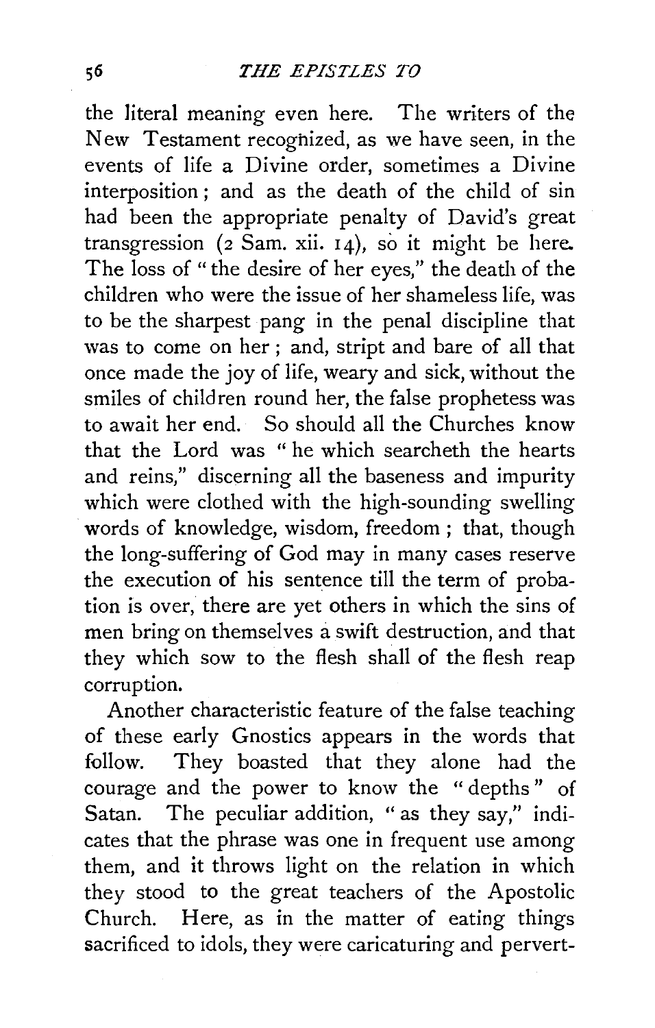the literal meaning even here. The writers of the New Testament recognized, as we have seen, in the events of life a Divine order, sometimes a Divine interposition; and as the death of the child of sin had been the appropriate penalty of David's great transgression (2 Sam. xii. 14), so it might be here. The loss of "the desire of her eyes," the death of the children who were the issue of her shameless life, was to be the sharpest pang in the penal discipline that was to come on her; and, stript and bare of all that once made the joy of life, weary and sick, without the smiles of children round her, the false prophetess was to await her end. So should all the Churches know that the Lord was "he which searcheth the hearts and reins," discerning all the baseness and impurity which were clothed with the high-sounding swelling words of knowledge, wisdom, freedom; that, though the long-suffering of God may in many cases reserve the execution of his sentence till the term of probation is over, there are yet others in which the sins of men bring on themselves a swift destruction, and that they which sow to the flesh shall of the flesh reap corruption.

Another characteristic feature of the false teaching of these early Gnostics appears in the words that follow. They boasted that they alone had the courage and the power to know the "depths" of Satan. The peculiar addition, "as they say," indicates that the phrase was one in frequent use among them, and it throws light on the relation in which they stood to the great teachers of the Apostolic Church. Here, as in the matter of eating things sacrificed to idols, they were caricaturing and pervert-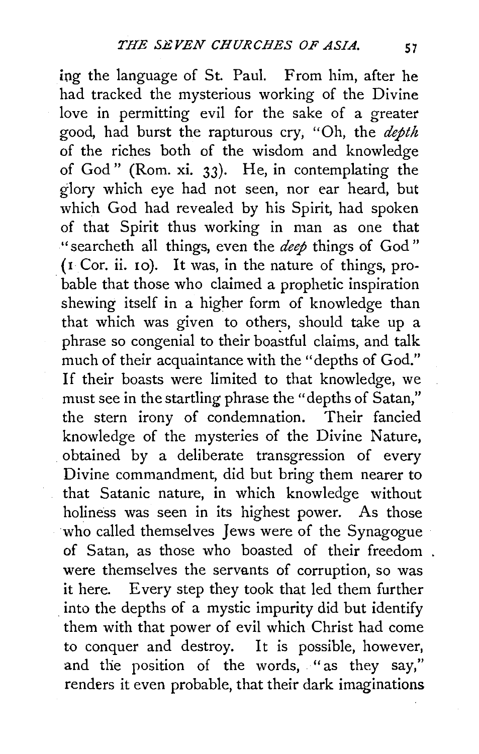ing the language of St. Paul. From him, after he had tracked the mysterious working of the Divine love in permitting evil for the sake of a greater good, had burst the rapturous cry, "Oh, the *depth* of the riches both of the wisdom and knowledge of God" (Rom. xi. 33). He, in contemplating the glory which eye had not seen, nor ear heard, but which God had revealed by his Spirit, had spoken of that Spirit thus working in man as one that "searcheth all things, even the *deep* things of God" (1 Cor. ii. 10). It was, in the nature of things, probable that those who claimed a prophetic inspiration shewing itself in a higher form of knowledge than that which was given to others, should take up a phrase so congenial to their boastful claims, and talk much of their acquaintance with the "depths of God." If their boasts were limited to that knowledge, we must see in the startling phrase the "depths of Satan," the stern irony of condemnation. Their fancied knowledge of the mysteries of the Divine Nature, obtained by a deliberate transgression of every Divine commandment, did but bring them nearer to that Satanic nature, in which knowledge without holiness was seen in its highest power. As those who called themselves Jews were of the Synagogue of Satan, as those who boasted of their freedom were themselves the servants of corruption, so was it here. Every step they took that led them further into the depths of a mystic impurity did but identify them with that power of evil which Christ had come to conquer and destroy. It is possible, however, and the position of the words, "as they say," renders it even probable, that their dark imaginations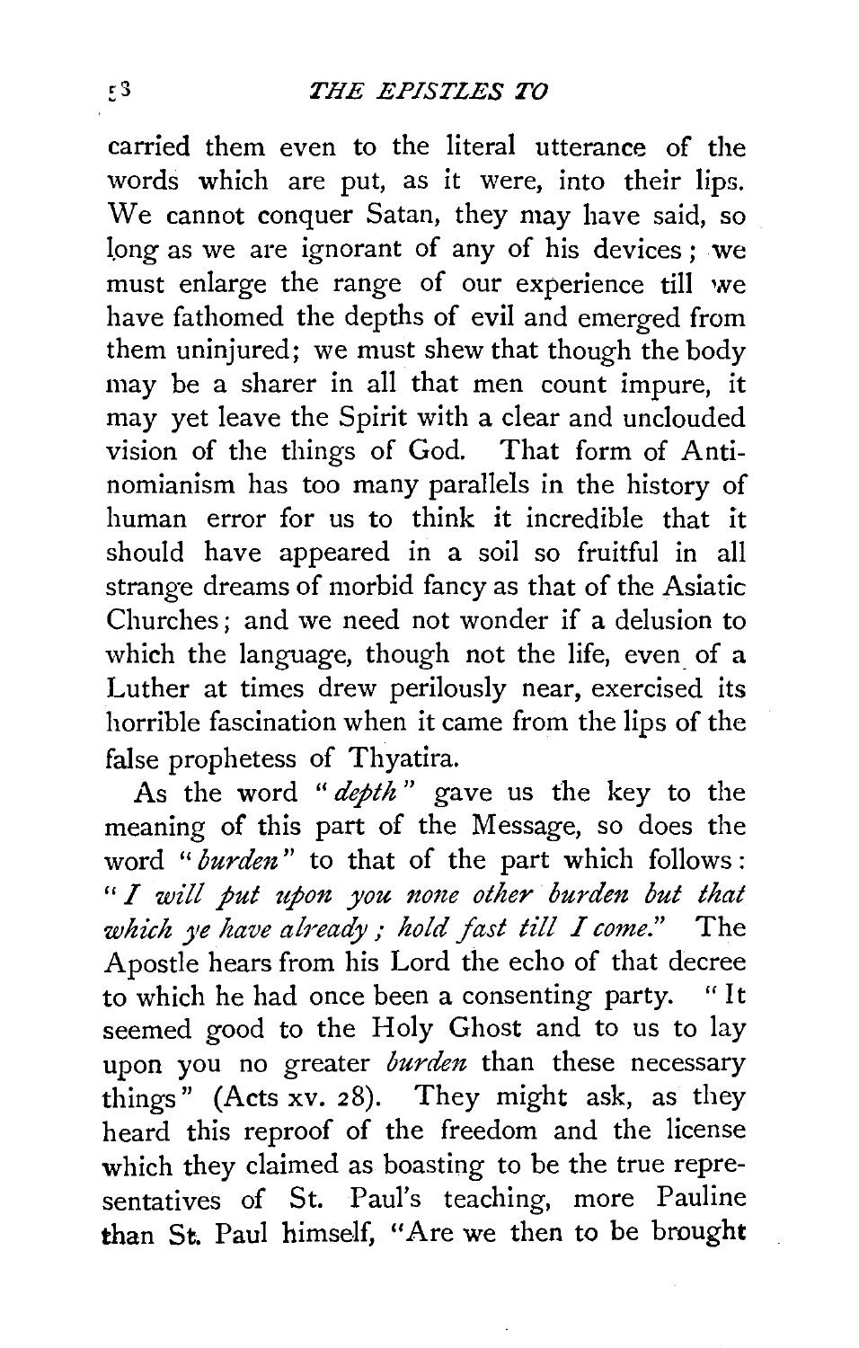carried them even to the literal utterance of the words which are put, as it were, into their lips. We cannot conquer Satan, they may have said, so long as we are ignorant of any of his devices; we must enlarge the range of our experience till we have fathomed the depths of evil and emerged from them uninjured; we must shew that though the body may be a sharer in all that men count impure, it may yet leave the Spirit with a clear and unclouded vision of the things of God. That form of Antinomianism has too many parallels in the history of human error for us to think it incredible that it should have appeared in a soil so fruitful in all strange dreams of morbid fancy as that of the Asiatic Churches; and we need not wonder if a delusion to which the language, though not the life, even of a Luther at times drew perilously near, exercised its horrible fascination when it came from the lips of the false prophetess of Thyatira.

As the word "*depth*" gave us the key to the meaning of this part of the Message, so does the word "*burden*" to that of the part which follows: "*I will put upon you none other burden but that which ye have already; hold fast till I come.*" The Apostle hears from his Lord the echo of that decree to which he had once been a consenting party. "It seemed good to the Holy Ghost and to us to lay upon you no greater *burden* than these necessary things" (Acts xv. 28). They might ask, as they heard this reproof of the freedom and the license which they claimed as boasting to be the true representatives of St. Paul's teaching, more Pauline than St. Paul himself, "Are we then to be brought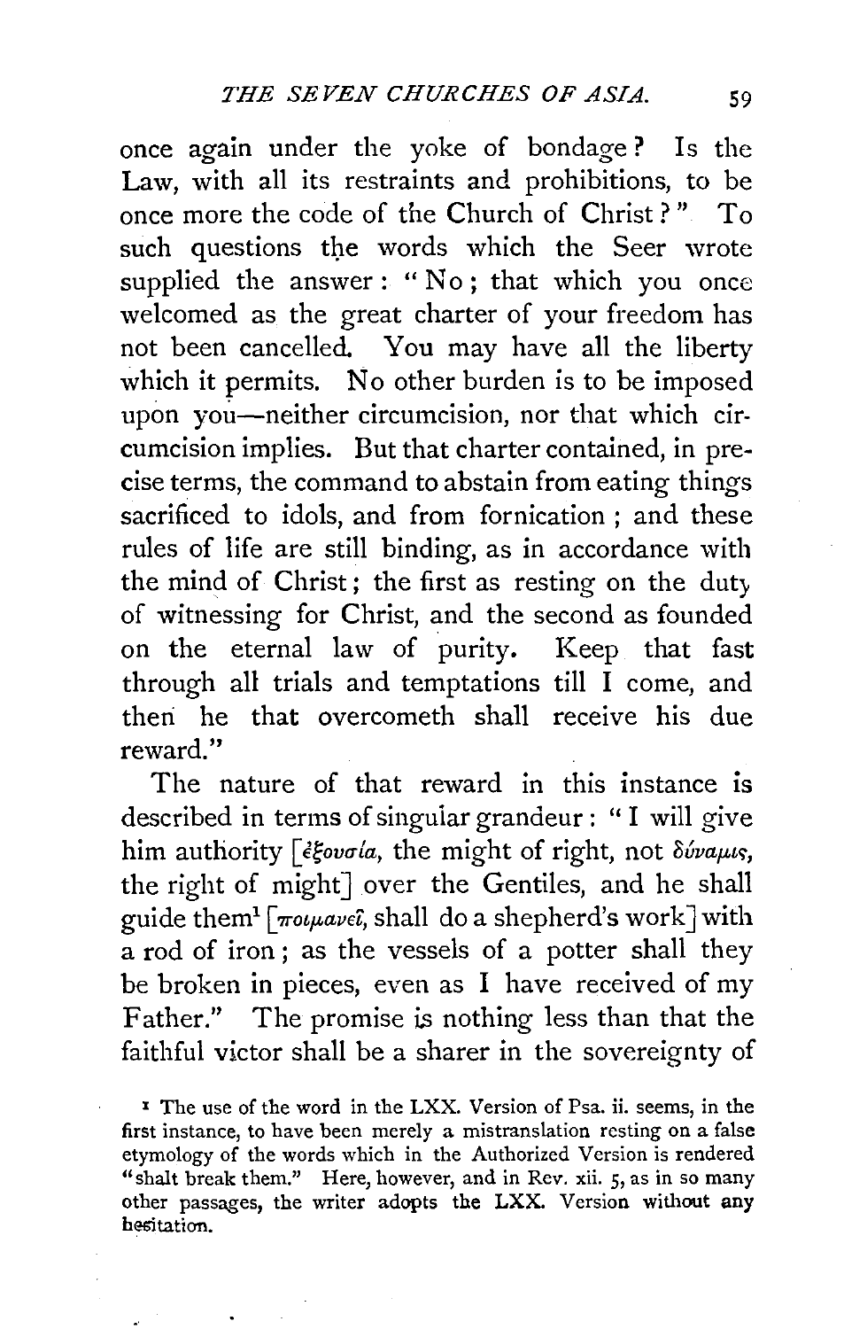once again under the yoke of bondage? Is the Law, with all its restraints and prohibitions, to be once more the code of the Church of Christ?" To such questions the words which the Seer wrote supplied the answer: "No; that which you once welcomed as the great charter of your freedom has not been cancelled. You may have all the liberty which it permits. No other burden is to be imposed upon you—neither circumcision, nor that which circumcision implies. But that charter contained, in precise terms, the command to abstain from eating things sacrificed to idols, and from fornication; and these rules of life are still binding, as in accordance with the mind of Christ; the first as resting on the duty of witnessing for Christ, and the second as founded on the eternal law of purity. Keep that fast through all trials and temptations till I come, and then he that overcometh shall receive his due reward."

The nature of that reward in this instance is described in terms of singular grandeur: "I will give him authority [ἐξουσία, the might of right, not δύναμις, the right of might] over the Gentiles, and he shall guide them[1] [ποιμανεῖ, shall do a shepherd's work] with a rod of iron; as the vessels of a potter shall they be broken in pieces, even as I have received of my Father." The promise is nothing less than that the faithful victor shall be a sharer in the sovereignty of

[1] The use of the word in the LXX. Version of Psa. ii. seems, in the first instance, to have been merely a mistranslation resting on a false etymology of the words which in the Authorized Version is rendered "shalt break them." Here, however, and in Rev. xii. 5, as in so many other passages, the writer adopts the LXX. Version without any hesitation.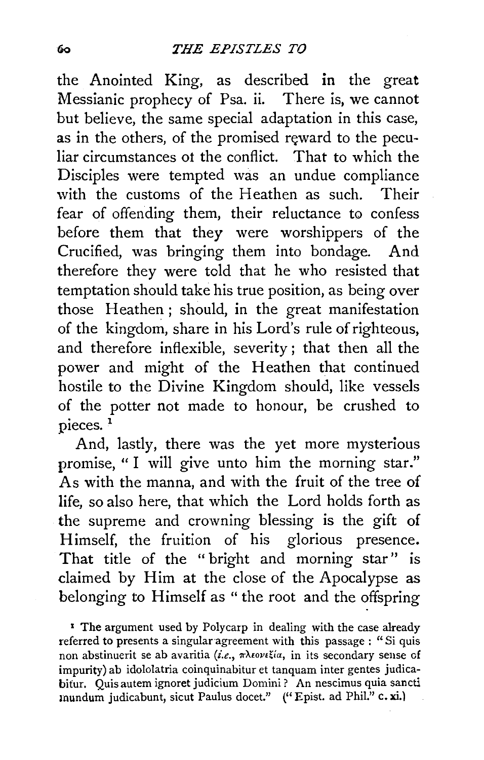the Anointed King, as described in the great Messianic prophecy of Psa. ii. There is, we cannot but believe, the same special adaptation in this case, as in the others, of the promised reward to the peculiar circumstances of the conflict. That to which the Disciples were tempted was an undue compliance with the customs of the Heathen as such. Their fear of offending them, their reluctance to confess before them that they were worshippers of the Crucified, was bringing them into bondage. And therefore they were told that he who resisted that temptation should take his true position, as being over those Heathen; should, in the great manifestation of the kingdom, share in his Lord's rule of righteous, and therefore inflexible, severity; that then all the power and might of the Heathen that continued hostile to the Divine Kingdom should, like vessels of the potter not made to honour, be crushed to pieces.[1]

And, lastly, there was the yet more mysterious promise, "I will give unto him the morning star." As with the manna, and with the fruit of the tree of life, so also here, that which the Lord holds forth as the supreme and crowning blessing is the gift of Himself, the fruition of his glorious presence. That title of the "bright and morning star" is claimed by Him at the close of the Apocalypse as belonging to Himself as "the root and the offspring

[1] The argument used by Polycarp in dealing with the case already referred to presents a singular agreement with this passage: "Si quis non abstinuerit se ab avaritia (*i.e.*, πλεονεξία, in its secondary sense of impurity) ab idololatria coinquinabitur et tanquam inter gentes judicabitur. Quis autem ignoret judicium Domini? An nescimus quia sancti mundum judicabunt, sicut Paulus docet." ("Epist. ad Phil." c. xi.)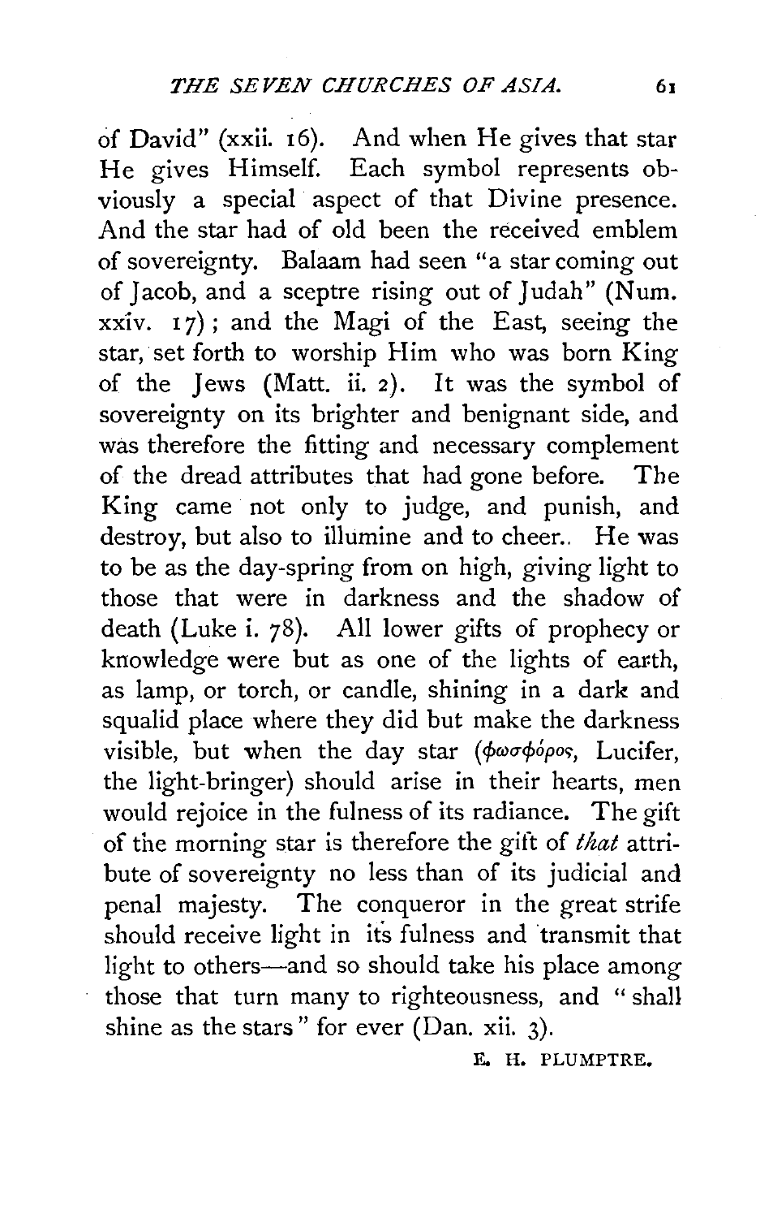of David" (xxii. 16). And when He gives that star He gives Himself. Each symbol represents obviously a special aspect of that Divine presence. And the star had of old been the received emblem of sovereignty. Balaam had seen "a star coming out of Jacob, and a sceptre rising out of Judah" (Num. xxiv. 17); and the Magi of the East, seeing the star, set forth to worship Him who was born King of the Jews (Matt. ii. 2). It was the symbol of sovereignty on its brighter and benignant side, and was therefore the fitting and necessary complement of the dread attributes that had gone before. The King came not only to judge, and punish, and destroy, but also to illumine and to cheer. He was to be as the day-spring from on high, giving light to those that were in darkness and the shadow of death (Luke i. 78). All lower gifts of prophecy or knowledge were but as one of the lights of earth, as lamp, or torch, or candle, shining in a dark and squalid place where they did but make the darkness visible, but when the day star (φωσφόρος, Lucifer, the light-bringer) should arise in their hearts, men would rejoice in the fulness of its radiance. The gift of the morning star is therefore the gift of *that* attribute of sovereignty no less than of its judicial and penal majesty. The conqueror in the great strife should receive light in its fulness and transmit that light to others—and so should take his place among those that turn many to righteousness, and "shall shine as the stars" for ever (Dan. xii. 3).

E. H. PLUMPTRE.